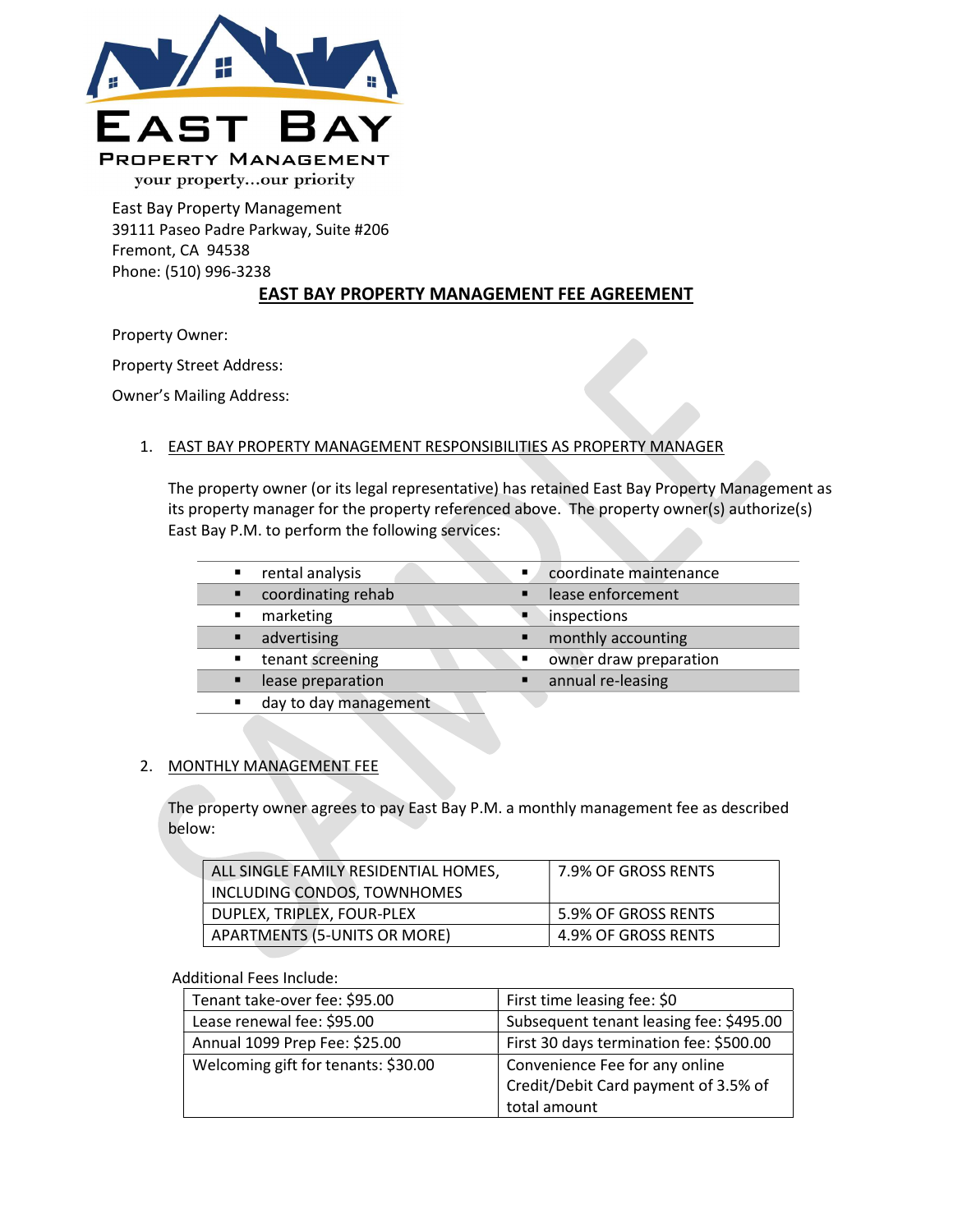EAST BAY

PROPERTY MANAGEMENT

your property...our priority

East Bay Property Management
39111 Paseo Padre Parkway, Suite #206
Fremont, CA 94538
Phone: (510) 996-3238

# EAST BAY PROPERTY MANAGEMENT FEE AGREEMENT

Property Owner:

Property Street Address:

Owner's Mailing Address:

## 1. EAST BAY PROPERTY MANAGEMENT RESPONSIBILITIES AS PROPERTY MANAGER

The property owner (or its legal representative) has retained East Bay Property Management as its property manager for the property referenced above. The property owner(s) authorize(s) East Bay P.M. to perform the following services:

| | |
|---|---|
| ▪ rental analysis | ▪ coordinate maintenance |
| ▪ coordinating rehab | ▪ lease enforcement |
| ▪ marketing | ▪ inspections |
| ▪ advertising | ▪ monthly accounting |
| ▪ tenant screening | ▪ owner draw preparation |
| ▪ lease preparation | ▪ annual re-leasing |
| ▪ day to day management | |

## 2. MONTHLY MANAGEMENT FEE

The property owner agrees to pay East Bay P.M. a monthly management fee as described below:

| | |
|---|---|
| ALL SINGLE FAMILY RESIDENTIAL HOMES, INCLUDING CONDOS, TOWNHOMES | 7.9% OF GROSS RENTS |
| DUPLEX, TRIPLEX, FOUR-PLEX | 5.9% OF GROSS RENTS |
| APARTMENTS (5-UNITS OR MORE) | 4.9% OF GROSS RENTS |

Additional Fees Include:

| | |
|---|---|
| Tenant take-over fee: $95.00 | First time leasing fee: $0 |
| Lease renewal fee: $95.00 | Subsequent tenant leasing fee: $495.00 |
| Annual 1099 Prep Fee: $25.00 | First 30 days termination fee: $500.00 |
| Welcoming gift for tenants: $30.00 | Convenience Fee for any online Credit/Debit Card payment of 3.5% of total amount |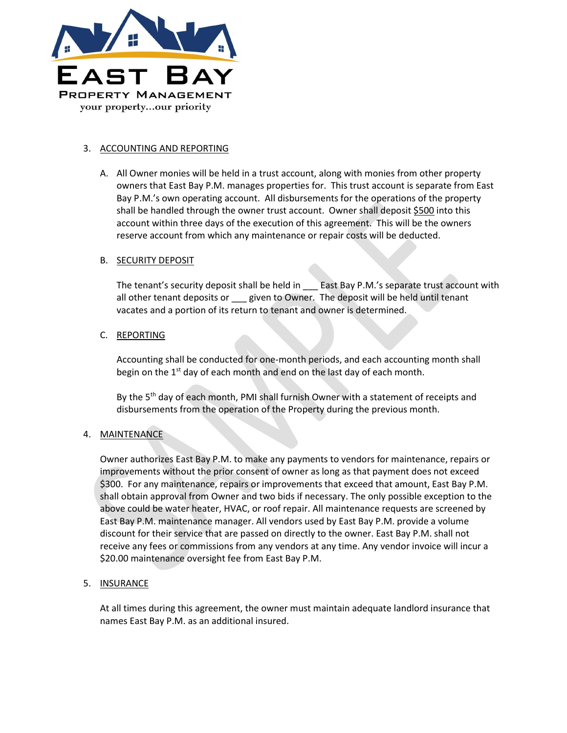3. ACCOUNTING AND REPORTING

   A. All Owner monies will be held in a trust account, along with monies from other property owners that East Bay P.M. manages properties for. This trust account is separate from East Bay P.M.'s own operating account. All disbursements for the operations of the property shall be handled through the owner trust account. Owner shall deposit $500 into this account within three days of the execution of this agreement. This will be the owners reserve account from which any maintenance or repair costs will be deducted.

   B. SECURITY DEPOSIT

      The tenant's security deposit shall be held in ___ East Bay P.M.'s separate trust account with all other tenant deposits or ___ given to Owner. The deposit will be held until tenant vacates and a portion of its return to tenant and owner is determined.

   C. REPORTING

      Accounting shall be conducted for one-month periods, and each accounting month shall begin on the 1st day of each month and end on the last day of each month.

      By the 5th day of each month, PMI shall furnish Owner with a statement of receipts and disbursements from the operation of the Property during the previous month.

4. MAINTENANCE

   Owner authorizes East Bay P.M. to make any payments to vendors for maintenance, repairs or improvements without the prior consent of owner as long as that payment does not exceed $300. For any maintenance, repairs or improvements that exceed that amount, East Bay P.M. shall obtain approval from Owner and two bids if necessary. The only possible exception to the above could be water heater, HVAC, or roof repair. All maintenance requests are screened by East Bay P.M. maintenance manager. All vendors used by East Bay P.M. provide a volume discount for their service that are passed on directly to the owner. East Bay P.M. shall not receive any fees or commissions from any vendors at any time. Any vendor invoice will incur a $20.00 maintenance oversight fee from East Bay P.M.

5. INSURANCE

   At all times during this agreement, the owner must maintain adequate landlord insurance that names East Bay P.M. as an additional insured.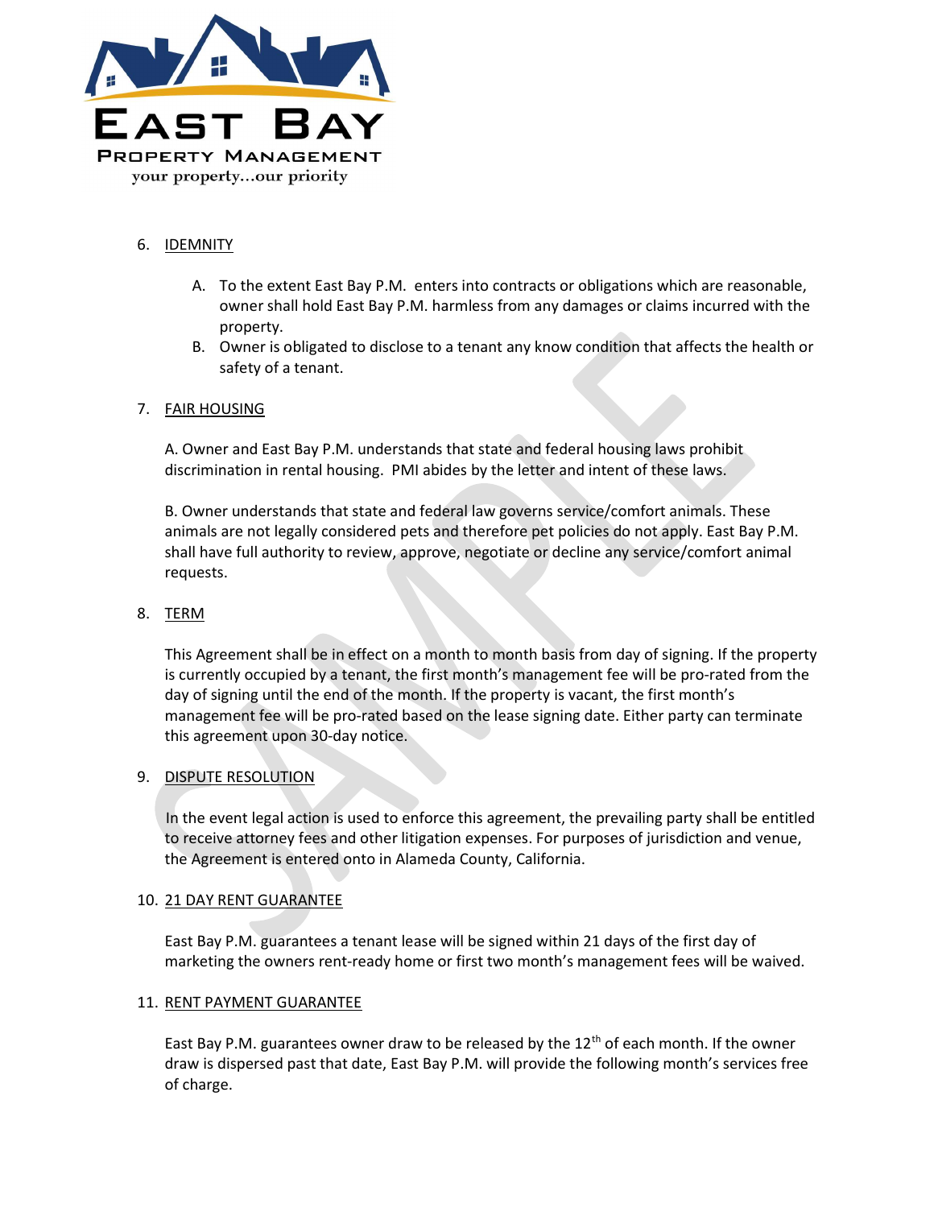6. IDEMNITY

   A. To the extent East Bay P.M. enters into contracts or obligations which are reasonable, owner shall hold East Bay P.M. harmless from any damages or claims incurred with the property.
   B. Owner is obligated to disclose to a tenant any know condition that affects the health or safety of a tenant.

7. FAIR HOUSING

   A. Owner and East Bay P.M. understands that state and federal housing laws prohibit discrimination in rental housing. PMI abides by the letter and intent of these laws.

   B. Owner understands that state and federal law governs service/comfort animals. These animals are not legally considered pets and therefore pet policies do not apply. East Bay P.M. shall have full authority to review, approve, negotiate or decline any service/comfort animal requests.

8. TERM

   This Agreement shall be in effect on a month to month basis from day of signing. If the property is currently occupied by a tenant, the first month's management fee will be pro-rated from the day of signing until the end of the month. If the property is vacant, the first month's management fee will be pro-rated based on the lease signing date. Either party can terminate this agreement upon 30-day notice.

9. DISPUTE RESOLUTION

   In the event legal action is used to enforce this agreement, the prevailing party shall be entitled to receive attorney fees and other litigation expenses. For purposes of jurisdiction and venue, the Agreement is entered onto in Alameda County, California.

10. 21 DAY RENT GUARANTEE

    East Bay P.M. guarantees a tenant lease will be signed within 21 days of the first day of marketing the owners rent-ready home or first two month's management fees will be waived.

11. RENT PAYMENT GUARANTEE

    East Bay P.M. guarantees owner draw to be released by the 12th of each month. If the owner draw is dispersed past that date, East Bay P.M. will provide the following month's services free of charge.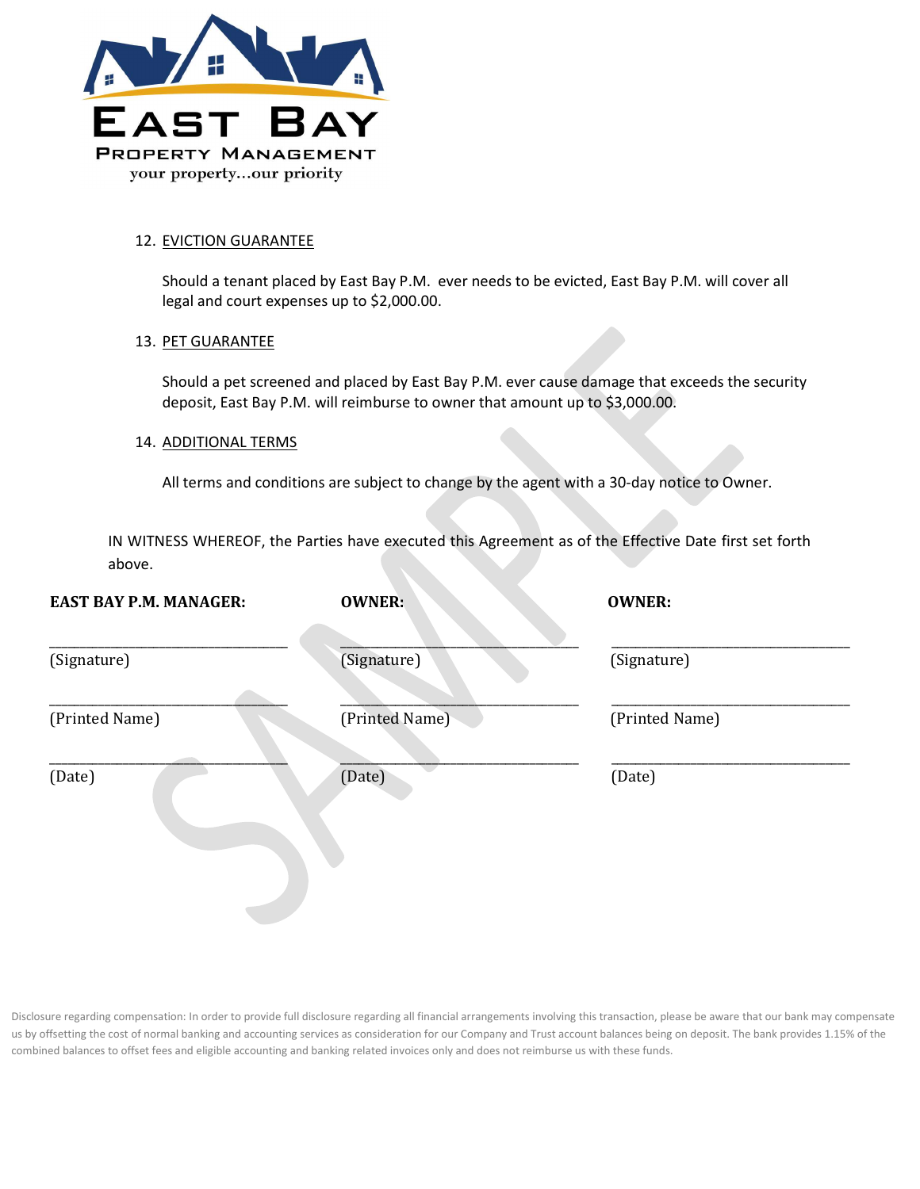12. EVICTION GUARANTEE

    Should a tenant placed by East Bay P.M. ever needs to be evicted, East Bay P.M. will cover all legal and court expenses up to $2,000.00.

13. PET GUARANTEE

    Should a pet screened and placed by East Bay P.M. ever cause damage that exceeds the security deposit, East Bay P.M. will reimburse to owner that amount up to $3,000.00.

14. ADDITIONAL TERMS

    All terms and conditions are subject to change by the agent with a 30-day notice to Owner.

IN WITNESS WHEREOF, the Parties have executed this Agreement as of the Effective Date first set forth above.

| **EAST BAY P.M. MANAGER:** | **OWNER:** | **OWNER:** |
|---|---|---|
| ______________________ (Signature) | ______________________ (Signature) | ______________________ (Signature) |
| ______________________ (Printed Name) | ______________________ (Printed Name) | ______________________ (Printed Name) |
| ______________________ (Date) | ______________________ (Date) | ______________________ (Date) |

Disclosure regarding compensation: In order to provide full disclosure regarding all financial arrangements involving this transaction, please be aware that our bank may compensate us by offsetting the cost of normal banking and accounting services as consideration for our Company and Trust account balances being on deposit. The bank provides 1.15% of the combined balances to offset fees and eligible accounting and banking related invoices only and does not reimburse us with these funds.